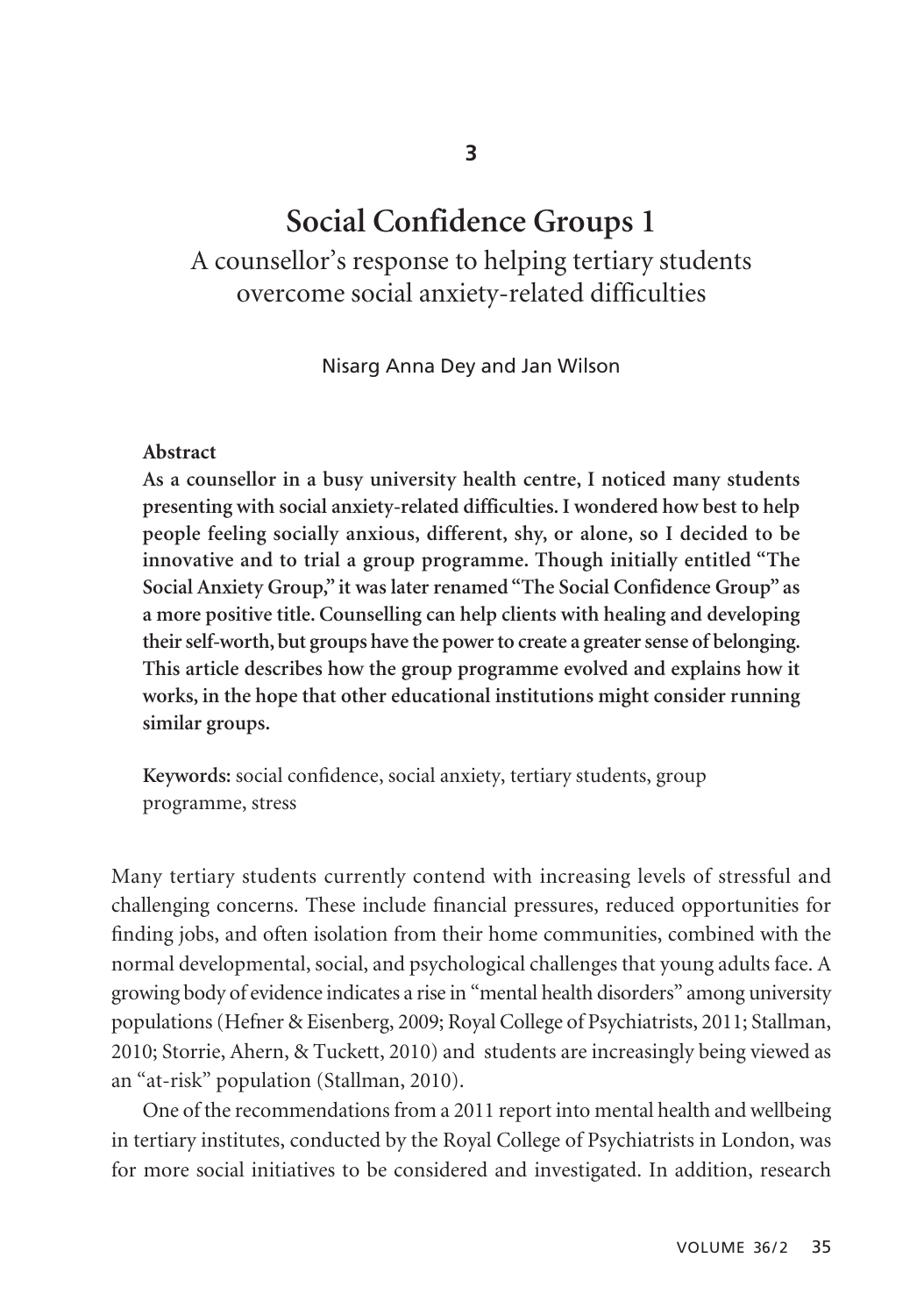3

# Social Confidence Groups 1

## A counsellor's response to helping tertiary students overcome social anxiety-related difficulties

Nisarg Anna Dey and Jan Wilson

**Abstract**

**As a counsellor in a busy university health centre, I noticed many students presenting with social anxiety-related difficulties. I wondered how best to help people feeling socially anxious, different, shy, or alone, so I decided to be innovative and to trial a group programme. Though initially entitled "The Social Anxiety Group," it was later renamed "The Social Confidence Group" as a more positive title. Counselling can help clients with healing and developing their self-worth, but groups have the power to create a greater sense of belonging. This article describes how the group programme evolved and explains how it works, in the hope that other educational institutions might consider running similar groups.**

**Keywords:** social confidence, social anxiety, tertiary students, group programme, stress

Many tertiary students currently contend with increasing levels of stressful and challenging concerns. These include financial pressures, reduced opportunities for finding jobs, and often isolation from their home communities, combined with the normal developmental, social, and psychological challenges that young adults face. A growing body of evidence indicates a rise in "mental health disorders" among university populations (Hefner & Eisenberg, 2009; Royal College of Psychiatrists, 2011; Stallman, 2010; Storrie, Ahern, & Tuckett, 2010) and students are increasingly being viewed as an "at-risk" population (Stallman, 2010).

One of the recommendations from a 2011 report into mental health and wellbeing in tertiary institutes, conducted by the Royal College of Psychiatrists in London, was for more social initiatives to be considered and investigated. In addition, research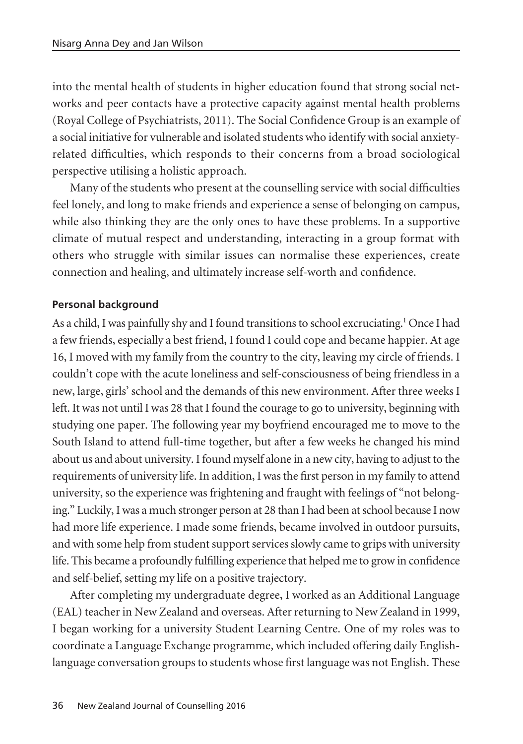into the mental health of students in higher education found that strong social networks and peer contacts have a protective capacity against mental health problems (Royal College of Psychiatrists, 2011). The Social Confidence Group is an example of a social initiative for vulnerable and isolated students who identify with social anxiety-related difficulties, which responds to their concerns from a broad sociological perspective utilising a holistic approach.

Many of the students who present at the counselling service with social difficulties feel lonely, and long to make friends and experience a sense of belonging on campus, while also thinking they are the only ones to have these problems. In a supportive climate of mutual respect and understanding, interacting in a group format with others who struggle with similar issues can normalise these experiences, create connection and healing, and ultimately increase self-worth and confidence.

**Personal background**

As a child, I was painfully shy and I found transitions to school excruciating.[1] Once I had a few friends, especially a best friend, I found I could cope and became happier. At age 16, I moved with my family from the country to the city, leaving my circle of friends. I couldn't cope with the acute loneliness and self-consciousness of being friendless in a new, large, girls' school and the demands of this new environment. After three weeks I left. It was not until I was 28 that I found the courage to go to university, beginning with studying one paper. The following year my boyfriend encouraged me to move to the South Island to attend full-time together, but after a few weeks he changed his mind about us and about university. I found myself alone in a new city, having to adjust to the requirements of university life. In addition, I was the first person in my family to attend university, so the experience was frightening and fraught with feelings of "not belonging." Luckily, I was a much stronger person at 28 than I had been at school because I now had more life experience. I made some friends, became involved in outdoor pursuits, and with some help from student support services slowly came to grips with university life. This became a profoundly fulfilling experience that helped me to grow in confidence and self-belief, setting my life on a positive trajectory.

After completing my undergraduate degree, I worked as an Additional Language (EAL) teacher in New Zealand and overseas. After returning to New Zealand in 1999, I began working for a university Student Learning Centre. One of my roles was to coordinate a Language Exchange programme, which included offering daily English-language conversation groups to students whose first language was not English. These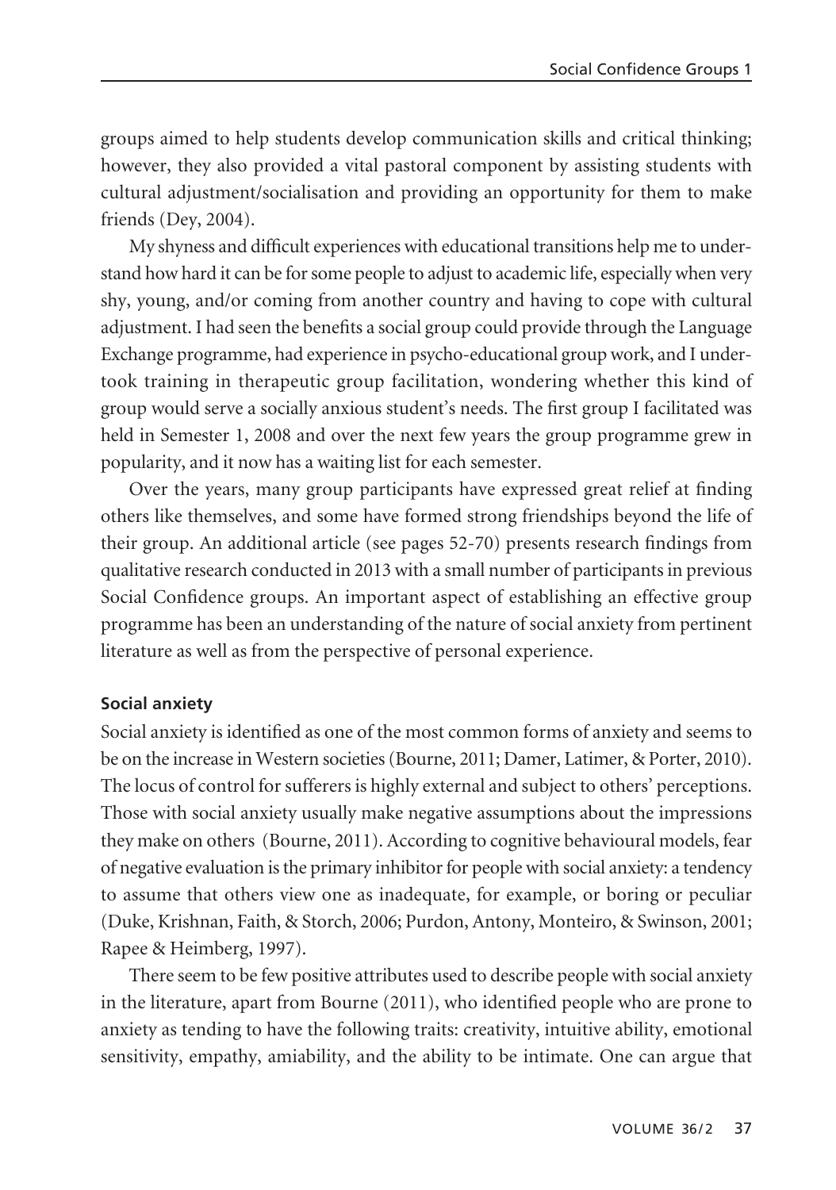groups aimed to help students develop communication skills and critical thinking; however, they also provided a vital pastoral component by assisting students with cultural adjustment/socialisation and providing an opportunity for them to make friends (Dey, 2004).

My shyness and difficult experiences with educational transitions help me to understand how hard it can be for some people to adjust to academic life, especially when very shy, young, and/or coming from another country and having to cope with cultural adjustment. I had seen the benefits a social group could provide through the Language Exchange programme, had experience in psycho-educational group work, and I undertook training in therapeutic group facilitation, wondering whether this kind of group would serve a socially anxious student's needs. The first group I facilitated was held in Semester 1, 2008 and over the next few years the group programme grew in popularity, and it now has a waiting list for each semester.

Over the years, many group participants have expressed great relief at finding others like themselves, and some have formed strong friendships beyond the life of their group. An additional article (see pages 52-70) presents research findings from qualitative research conducted in 2013 with a small number of participants in previous Social Confidence groups. An important aspect of establishing an effective group programme has been an understanding of the nature of social anxiety from pertinent literature as well as from the perspective of personal experience.

### Social anxiety

Social anxiety is identified as one of the most common forms of anxiety and seems to be on the increase in Western societies (Bourne, 2011; Damer, Latimer, & Porter, 2010). The locus of control for sufferers is highly external and subject to others' perceptions. Those with social anxiety usually make negative assumptions about the impressions they make on others (Bourne, 2011). According to cognitive behavioural models, fear of negative evaluation is the primary inhibitor for people with social anxiety: a tendency to assume that others view one as inadequate, for example, or boring or peculiar (Duke, Krishnan, Faith, & Storch, 2006; Purdon, Antony, Monteiro, & Swinson, 2001; Rapee & Heimberg, 1997).

There seem to be few positive attributes used to describe people with social anxiety in the literature, apart from Bourne (2011), who identified people who are prone to anxiety as tending to have the following traits: creativity, intuitive ability, emotional sensitivity, empathy, amiability, and the ability to be intimate. One can argue that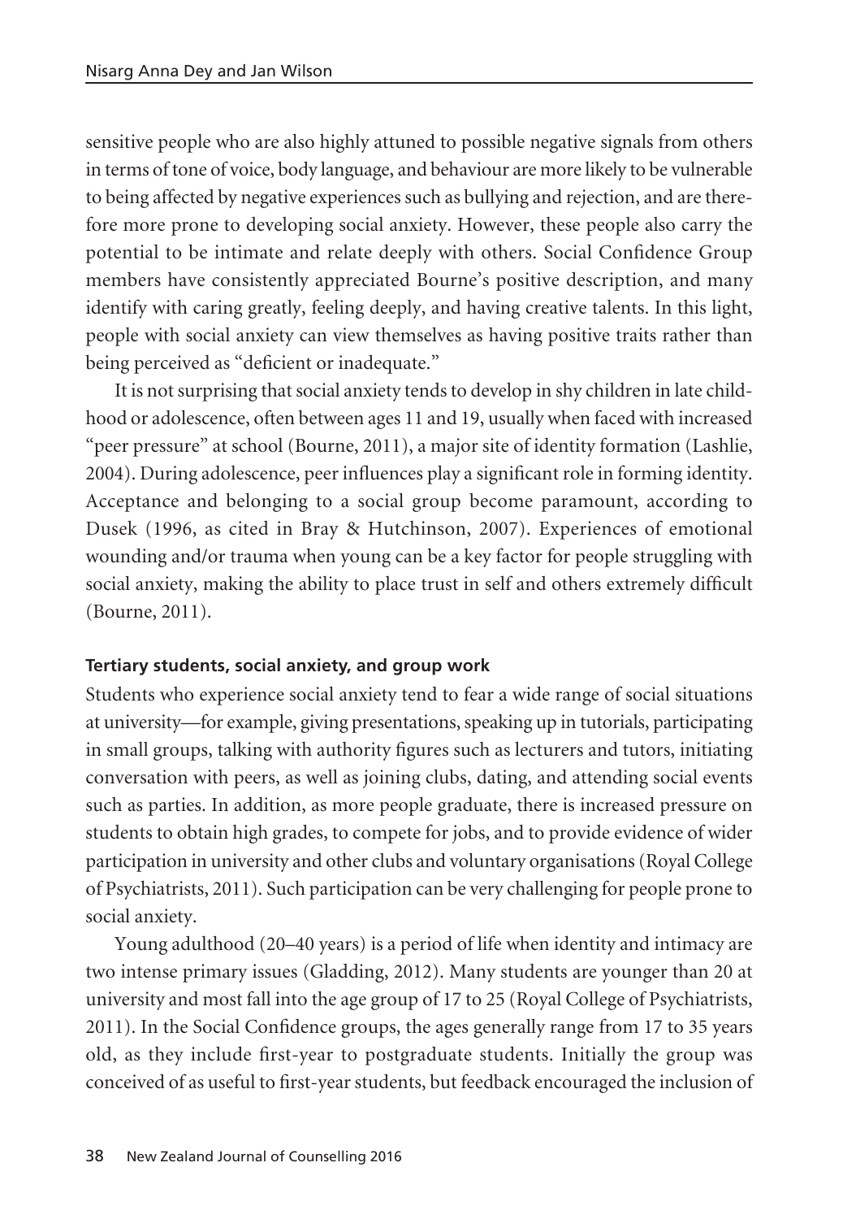sensitive people who are also highly attuned to possible negative signals from others in terms of tone of voice, body language, and behaviour are more likely to be vulnerable to being affected by negative experiences such as bullying and rejection, and are therefore more prone to developing social anxiety. However, these people also carry the potential to be intimate and relate deeply with others. Social Confidence Group members have consistently appreciated Bourne's positive description, and many identify with caring greatly, feeling deeply, and having creative talents. In this light, people with social anxiety can view themselves as having positive traits rather than being perceived as "deficient or inadequate."

It is not surprising that social anxiety tends to develop in shy children in late childhood or adolescence, often between ages 11 and 19, usually when faced with increased "peer pressure" at school (Bourne, 2011), a major site of identity formation (Lashlie, 2004). During adolescence, peer influences play a significant role in forming identity. Acceptance and belonging to a social group become paramount, according to Dusek (1996, as cited in Bray & Hutchinson, 2007). Experiences of emotional wounding and/or trauma when young can be a key factor for people struggling with social anxiety, making the ability to place trust in self and others extremely difficult (Bourne, 2011).

### Tertiary students, social anxiety, and group work

Students who experience social anxiety tend to fear a wide range of social situations at university—for example, giving presentations, speaking up in tutorials, participating in small groups, talking with authority figures such as lecturers and tutors, initiating conversation with peers, as well as joining clubs, dating, and attending social events such as parties. In addition, as more people graduate, there is increased pressure on students to obtain high grades, to compete for jobs, and to provide evidence of wider participation in university and other clubs and voluntary organisations (Royal College of Psychiatrists, 2011). Such participation can be very challenging for people prone to social anxiety.

Young adulthood (20–40 years) is a period of life when identity and intimacy are two intense primary issues (Gladding, 2012). Many students are younger than 20 at university and most fall into the age group of 17 to 25 (Royal College of Psychiatrists, 2011). In the Social Confidence groups, the ages generally range from 17 to 35 years old, as they include first-year to postgraduate students. Initially the group was conceived of as useful to first-year students, but feedback encouraged the inclusion of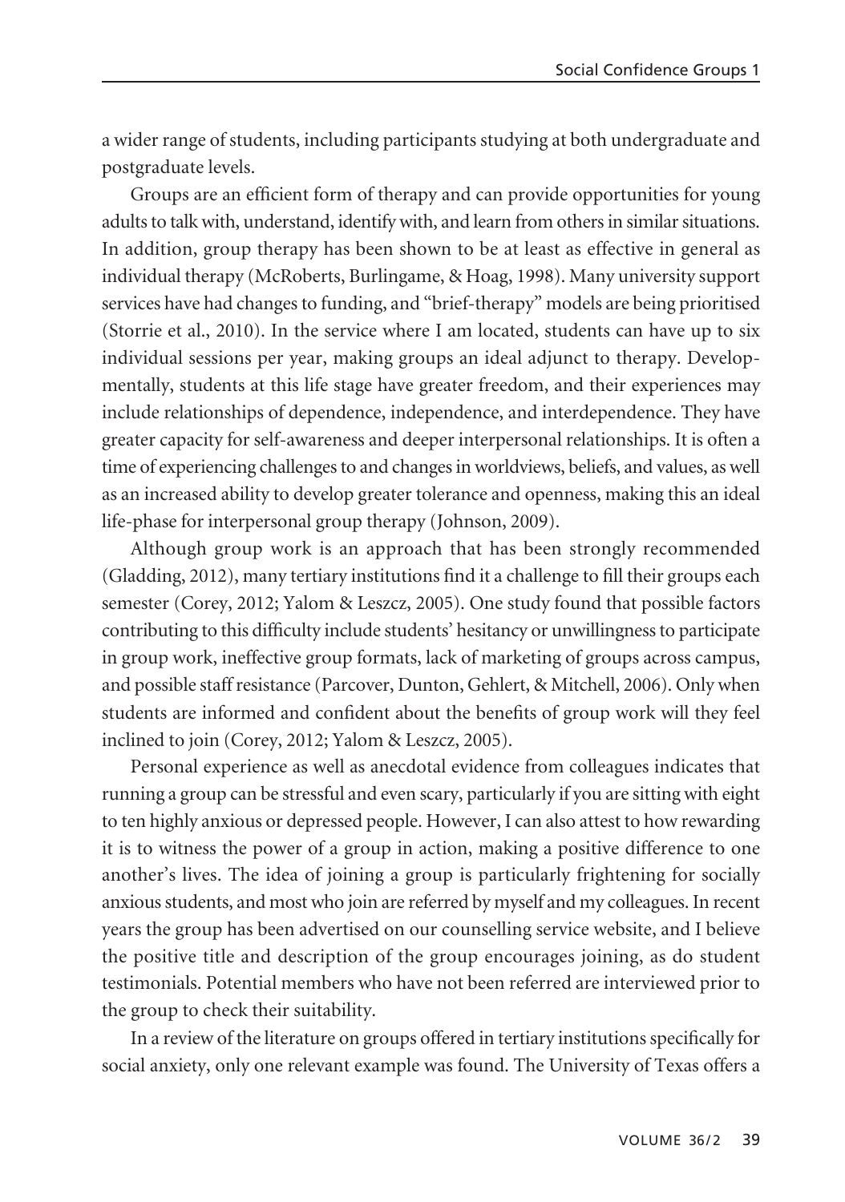a wider range of students, including participants studying at both undergraduate and postgraduate levels.

Groups are an efficient form of therapy and can provide opportunities for young adults to talk with, understand, identify with, and learn from others in similar situations. In addition, group therapy has been shown to be at least as effective in general as individual therapy (McRoberts, Burlingame, & Hoag, 1998). Many university support services have had changes to funding, and "brief-therapy" models are being prioritised (Storrie et al., 2010). In the service where I am located, students can have up to six individual sessions per year, making groups an ideal adjunct to therapy. Developmentally, students at this life stage have greater freedom, and their experiences may include relationships of dependence, independence, and interdependence. They have greater capacity for self-awareness and deeper interpersonal relationships. It is often a time of experiencing challenges to and changes in worldviews, beliefs, and values, as well as an increased ability to develop greater tolerance and openness, making this an ideal life-phase for interpersonal group therapy (Johnson, 2009).

Although group work is an approach that has been strongly recommended (Gladding, 2012), many tertiary institutions find it a challenge to fill their groups each semester (Corey, 2012; Yalom & Leszcz, 2005). One study found that possible factors contributing to this difficulty include students' hesitancy or unwillingness to participate in group work, ineffective group formats, lack of marketing of groups across campus, and possible staff resistance (Parcover, Dunton, Gehlert, & Mitchell, 2006). Only when students are informed and confident about the benefits of group work will they feel inclined to join (Corey, 2012; Yalom & Leszcz, 2005).

Personal experience as well as anecdotal evidence from colleagues indicates that running a group can be stressful and even scary, particularly if you are sitting with eight to ten highly anxious or depressed people. However, I can also attest to how rewarding it is to witness the power of a group in action, making a positive difference to one another's lives. The idea of joining a group is particularly frightening for socially anxious students, and most who join are referred by myself and my colleagues. In recent years the group has been advertised on our counselling service website, and I believe the positive title and description of the group encourages joining, as do student testimonials. Potential members who have not been referred are interviewed prior to the group to check their suitability.

In a review of the literature on groups offered in tertiary institutions specifically for social anxiety, only one relevant example was found. The University of Texas offers a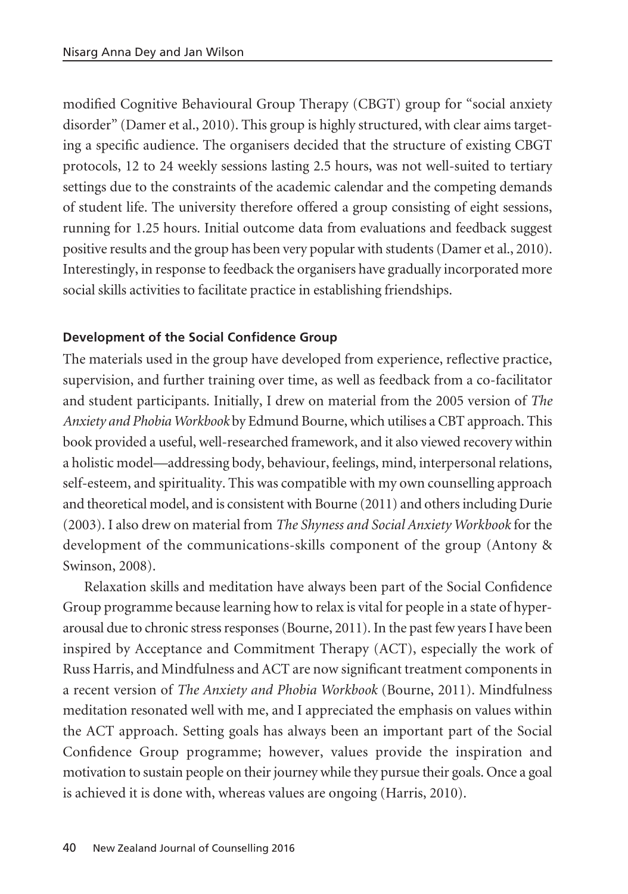modified Cognitive Behavioural Group Therapy (CBGT) group for "social anxiety disorder" (Damer et al., 2010). This group is highly structured, with clear aims targeting a specific audience. The organisers decided that the structure of existing CBGT protocols, 12 to 24 weekly sessions lasting 2.5 hours, was not well-suited to tertiary settings due to the constraints of the academic calendar and the competing demands of student life. The university therefore offered a group consisting of eight sessions, running for 1.25 hours. Initial outcome data from evaluations and feedback suggest positive results and the group has been very popular with students (Damer et al., 2010). Interestingly, in response to feedback the organisers have gradually incorporated more social skills activities to facilitate practice in establishing friendships.

**Development of the Social Confidence Group**

The materials used in the group have developed from experience, reflective practice, supervision, and further training over time, as well as feedback from a co-facilitator and student participants. Initially, I drew on material from the 2005 version of *The Anxiety and Phobia Workbook* by Edmund Bourne, which utilises a CBT approach. This book provided a useful, well-researched framework, and it also viewed recovery within a holistic model—addressing body, behaviour, feelings, mind, interpersonal relations, self-esteem, and spirituality. This was compatible with my own counselling approach and theoretical model, and is consistent with Bourne (2011) and others including Durie (2003). I also drew on material from *The Shyness and Social Anxiety Workbook* for the development of the communications-skills component of the group (Antony & Swinson, 2008).

Relaxation skills and meditation have always been part of the Social Confidence Group programme because learning how to relax is vital for people in a state of hyperarousal due to chronic stress responses (Bourne, 2011). In the past few years I have been inspired by Acceptance and Commitment Therapy (ACT), especially the work of Russ Harris, and Mindfulness and ACT are now significant treatment components in a recent version of *The Anxiety and Phobia Workbook* (Bourne, 2011). Mindfulness meditation resonated well with me, and I appreciated the emphasis on values within the ACT approach. Setting goals has always been an important part of the Social Confidence Group programme; however, values provide the inspiration and motivation to sustain people on their journey while they pursue their goals. Once a goal is achieved it is done with, whereas values are ongoing (Harris, 2010).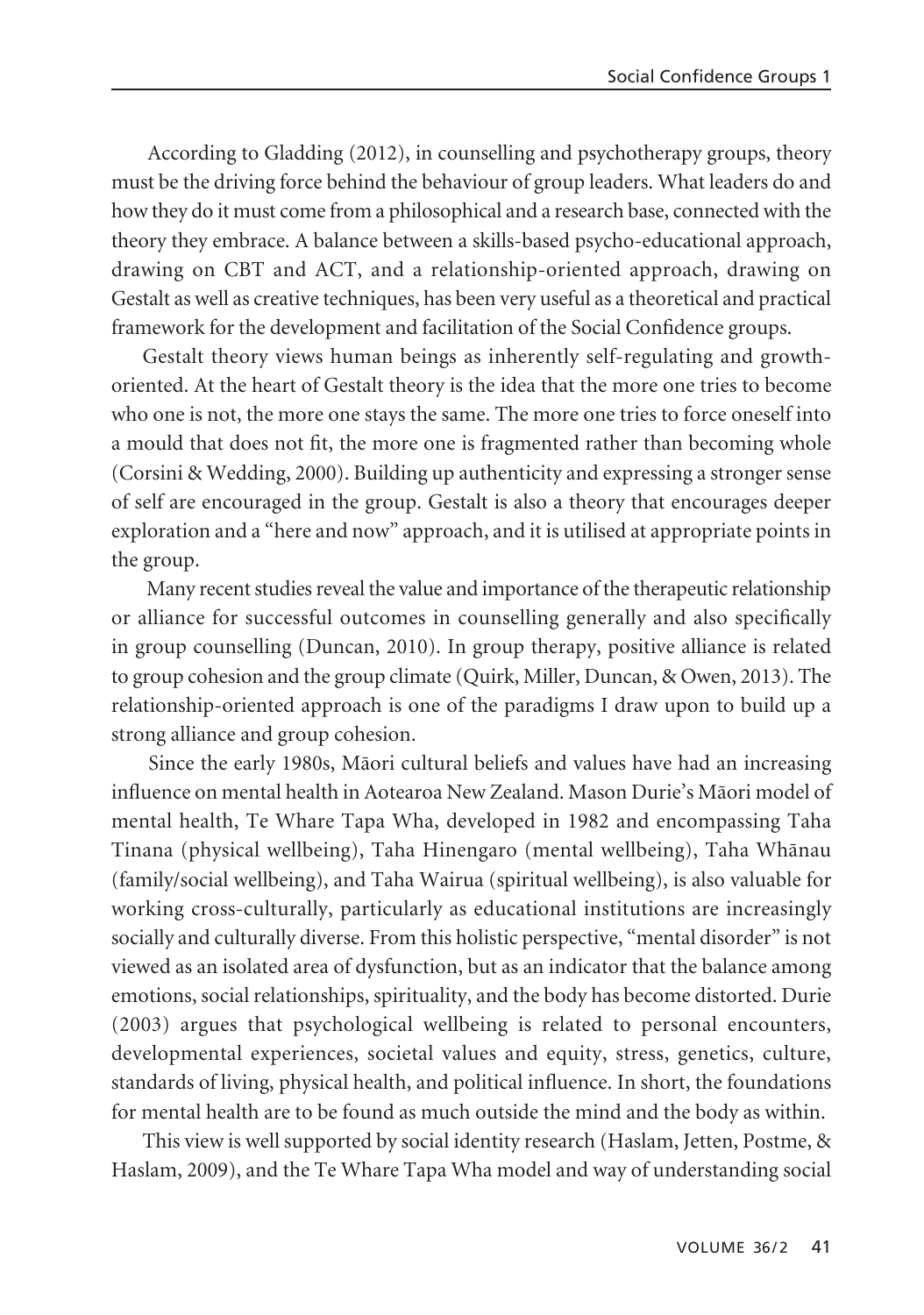According to Gladding (2012), in counselling and psychotherapy groups, theory must be the driving force behind the behaviour of group leaders. What leaders do and how they do it must come from a philosophical and a research base, connected with the theory they embrace. A balance between a skills-based psycho-educational approach, drawing on CBT and ACT, and a relationship-oriented approach, drawing on Gestalt as well as creative techniques, has been very useful as a theoretical and practical framework for the development and facilitation of the Social Confidence groups.

Gestalt theory views human beings as inherently self-regulating and growth-oriented. At the heart of Gestalt theory is the idea that the more one tries to become who one is not, the more one stays the same. The more one tries to force oneself into a mould that does not fit, the more one is fragmented rather than becoming whole (Corsini & Wedding, 2000). Building up authenticity and expressing a stronger sense of self are encouraged in the group. Gestalt is also a theory that encourages deeper exploration and a "here and now" approach, and it is utilised at appropriate points in the group.

Many recent studies reveal the value and importance of the therapeutic relationship or alliance for successful outcomes in counselling generally and also specifically in group counselling (Duncan, 2010). In group therapy, positive alliance is related to group cohesion and the group climate (Quirk, Miller, Duncan, & Owen, 2013). The relationship-oriented approach is one of the paradigms I draw upon to build up a strong alliance and group cohesion.

Since the early 1980s, Māori cultural beliefs and values have had an increasing influence on mental health in Aotearoa New Zealand. Mason Durie's Māori model of mental health, Te Whare Tapa Wha, developed in 1982 and encompassing Taha Tinana (physical wellbeing), Taha Hinengaro (mental wellbeing), Taha Whānau (family/social wellbeing), and Taha Wairua (spiritual wellbeing), is also valuable for working cross-culturally, particularly as educational institutions are increasingly socially and culturally diverse. From this holistic perspective, "mental disorder" is not viewed as an isolated area of dysfunction, but as an indicator that the balance among emotions, social relationships, spirituality, and the body has become distorted. Durie (2003) argues that psychological wellbeing is related to personal encounters, developmental experiences, societal values and equity, stress, genetics, culture, standards of living, physical health, and political influence. In short, the foundations for mental health are to be found as much outside the mind and the body as within.

This view is well supported by social identity research (Haslam, Jetten, Postme, & Haslam, 2009), and the Te Whare Tapa Wha model and way of understanding social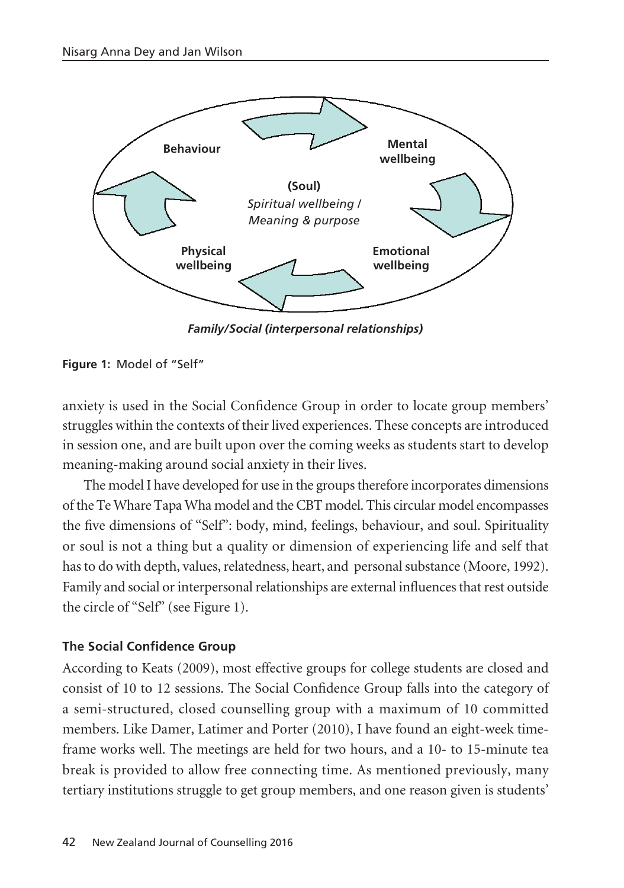**Figure 1:** Model of "Self"

anxiety is used in the Social Confidence Group in order to locate group members' struggles within the contexts of their lived experiences. These concepts are introduced in session one, and are built upon over the coming weeks as students start to develop meaning-making around social anxiety in their lives.

The model I have developed for use in the groups therefore incorporates dimensions of the Te Whare Tapa Wha model and the CBT model. This circular model encompasses the five dimensions of "Self": body, mind, feelings, behaviour, and soul. Spirituality or soul is not a thing but a quality or dimension of experiencing life and self that has to do with depth, values, relatedness, heart, and personal substance (Moore, 1992). Family and social or interpersonal relationships are external influences that rest outside the circle of "Self" (see Figure 1).

### The Social Confidence Group

According to Keats (2009), most effective groups for college students are closed and consist of 10 to 12 sessions. The Social Confidence Group falls into the category of a semi-structured, closed counselling group with a maximum of 10 committed members. Like Damer, Latimer and Porter (2010), I have found an eight-week time-frame works well. The meetings are held for two hours, and a 10- to 15-minute tea break is provided to allow free connecting time. As mentioned previously, many tertiary institutions struggle to get group members, and one reason given is students'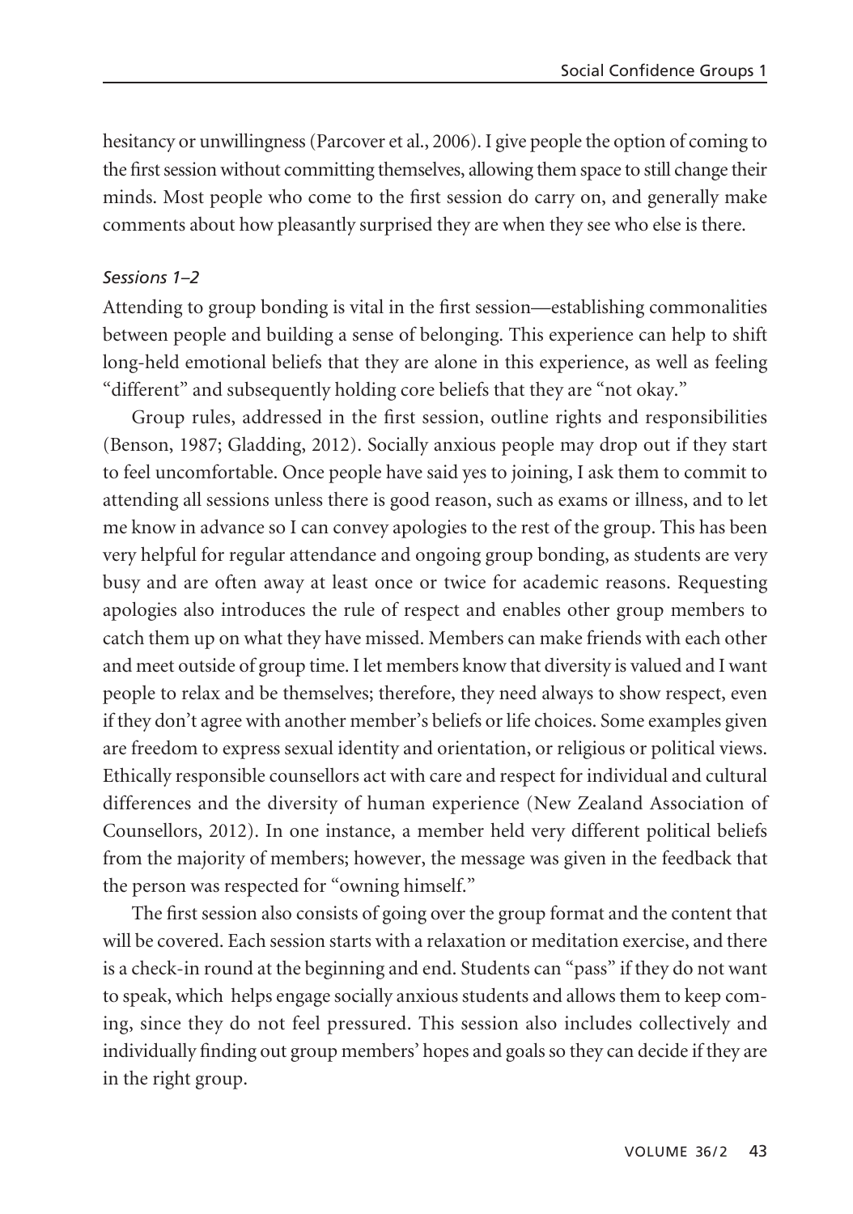hesitancy or unwillingness (Parcover et al., 2006). I give people the option of coming to the first session without committing themselves, allowing them space to still change their minds. Most people who come to the first session do carry on, and generally make comments about how pleasantly surprised they are when they see who else is there.

*Sessions 1–2*

Attending to group bonding is vital in the first session—establishing commonalities between people and building a sense of belonging. This experience can help to shift long-held emotional beliefs that they are alone in this experience, as well as feeling "different" and subsequently holding core beliefs that they are "not okay."

Group rules, addressed in the first session, outline rights and responsibilities (Benson, 1987; Gladding, 2012). Socially anxious people may drop out if they start to feel uncomfortable. Once people have said yes to joining, I ask them to commit to attending all sessions unless there is good reason, such as exams or illness, and to let me know in advance so I can convey apologies to the rest of the group. This has been very helpful for regular attendance and ongoing group bonding, as students are very busy and are often away at least once or twice for academic reasons. Requesting apologies also introduces the rule of respect and enables other group members to catch them up on what they have missed. Members can make friends with each other and meet outside of group time. I let members know that diversity is valued and I want people to relax and be themselves; therefore, they need always to show respect, even if they don't agree with another member's beliefs or life choices. Some examples given are freedom to express sexual identity and orientation, or religious or political views. Ethically responsible counsellors act with care and respect for individual and cultural differences and the diversity of human experience (New Zealand Association of Counsellors, 2012). In one instance, a member held very different political beliefs from the majority of members; however, the message was given in the feedback that the person was respected for "owning himself."

The first session also consists of going over the group format and the content that will be covered. Each session starts with a relaxation or meditation exercise, and there is a check-in round at the beginning and end. Students can "pass" if they do not want to speak, which helps engage socially anxious students and allows them to keep coming, since they do not feel pressured. This session also includes collectively and individually finding out group members' hopes and goals so they can decide if they are in the right group.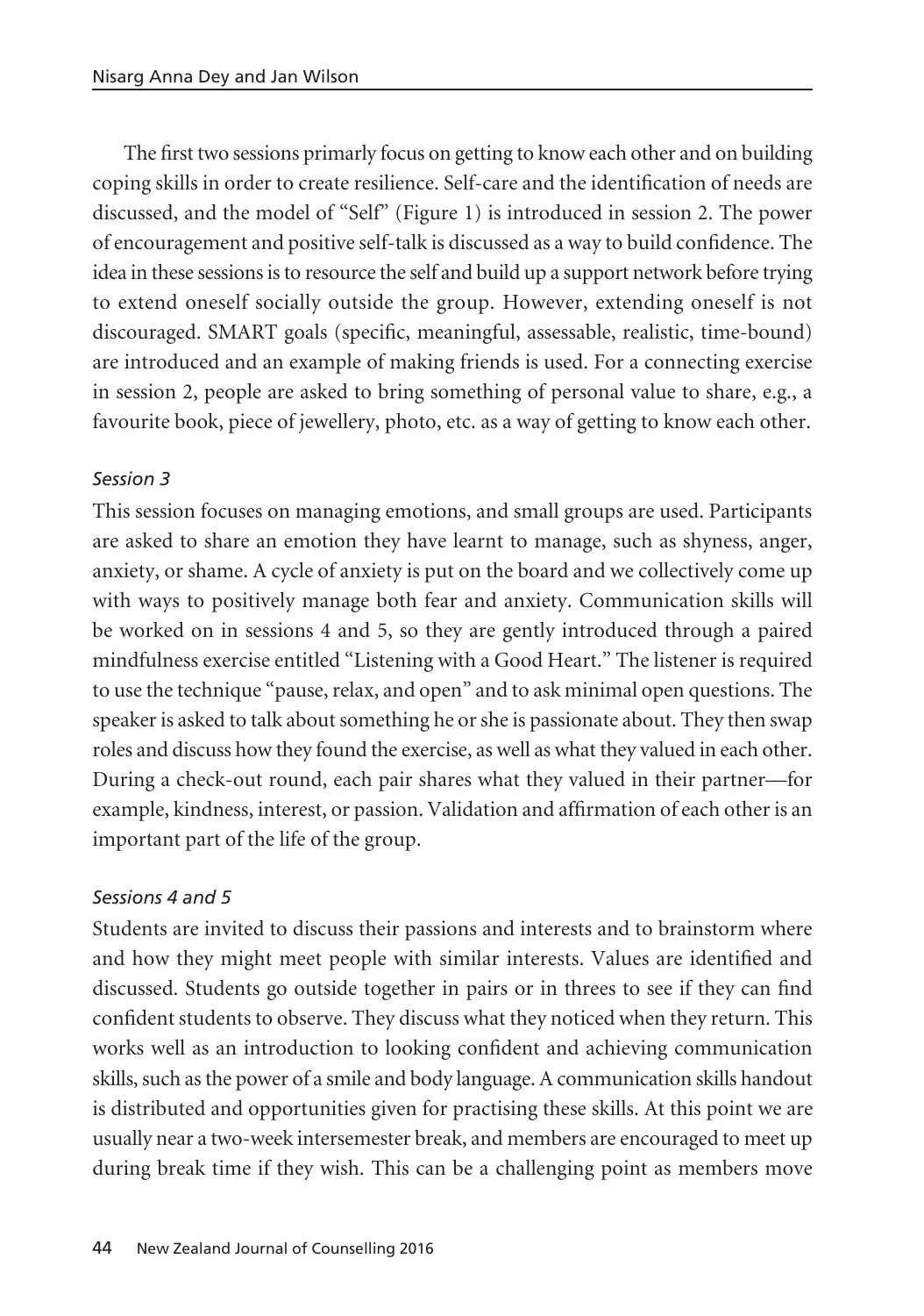The first two sessions primarly focus on getting to know each other and on building coping skills in order to create resilience. Self-care and the identification of needs are discussed, and the model of "Self" (Figure 1) is introduced in session 2. The power of encouragement and positive self-talk is discussed as a way to build confidence. The idea in these sessions is to resource the self and build up a support network before trying to extend oneself socially outside the group. However, extending oneself is not discouraged. SMART goals (specific, meaningful, assessable, realistic, time-bound) are introduced and an example of making friends is used. For a connecting exercise in session 2, people are asked to bring something of personal value to share, e.g., a favourite book, piece of jewellery, photo, etc. as a way of getting to know each other.

### *Session 3*

This session focuses on managing emotions, and small groups are used. Participants are asked to share an emotion they have learnt to manage, such as shyness, anger, anxiety, or shame. A cycle of anxiety is put on the board and we collectively come up with ways to positively manage both fear and anxiety. Communication skills will be worked on in sessions 4 and 5, so they are gently introduced through a paired mindfulness exercise entitled "Listening with a Good Heart." The listener is required to use the technique "pause, relax, and open" and to ask minimal open questions. The speaker is asked to talk about something he or she is passionate about. They then swap roles and discuss how they found the exercise, as well as what they valued in each other. During a check-out round, each pair shares what they valued in their partner—for example, kindness, interest, or passion. Validation and affirmation of each other is an important part of the life of the group.

### *Sessions 4 and 5*

Students are invited to discuss their passions and interests and to brainstorm where and how they might meet people with similar interests. Values are identified and discussed. Students go outside together in pairs or in threes to see if they can find confident students to observe. They discuss what they noticed when they return. This works well as an introduction to looking confident and achieving communication skills, such as the power of a smile and body language. A communication skills handout is distributed and opportunities given for practising these skills. At this point we are usually near a two-week intersemester break, and members are encouraged to meet up during break time if they wish. This can be a challenging point as members move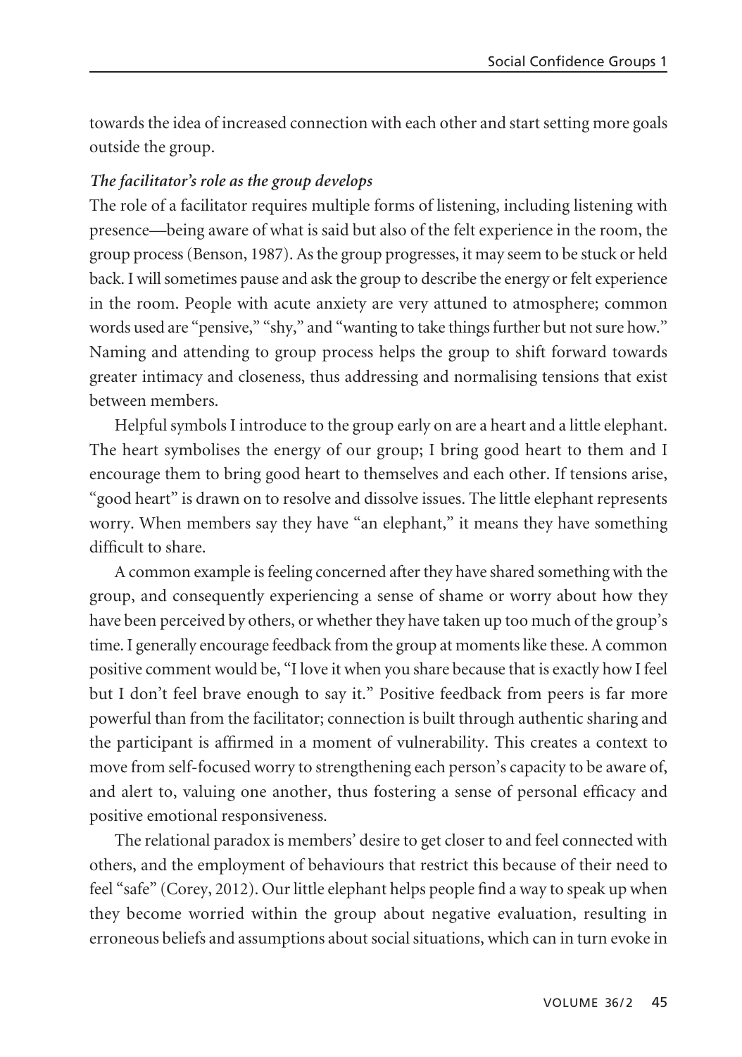towards the idea of increased connection with each other and start setting more goals outside the group.

***The facilitator's role as the group develops***

The role of a facilitator requires multiple forms of listening, including listening with presence—being aware of what is said but also of the felt experience in the room, the group process (Benson, 1987). As the group progresses, it may seem to be stuck or held back. I will sometimes pause and ask the group to describe the energy or felt experience in the room. People with acute anxiety are very attuned to atmosphere; common words used are "pensive," "shy," and "wanting to take things further but not sure how." Naming and attending to group process helps the group to shift forward towards greater intimacy and closeness, thus addressing and normalising tensions that exist between members.

Helpful symbols I introduce to the group early on are a heart and a little elephant. The heart symbolises the energy of our group; I bring good heart to them and I encourage them to bring good heart to themselves and each other. If tensions arise, "good heart" is drawn on to resolve and dissolve issues. The little elephant represents worry. When members say they have "an elephant," it means they have something difficult to share.

A common example is feeling concerned after they have shared something with the group, and consequently experiencing a sense of shame or worry about how they have been perceived by others, or whether they have taken up too much of the group's time. I generally encourage feedback from the group at moments like these. A common positive comment would be, "I love it when you share because that is exactly how I feel but I don't feel brave enough to say it." Positive feedback from peers is far more powerful than from the facilitator; connection is built through authentic sharing and the participant is affirmed in a moment of vulnerability. This creates a context to move from self-focused worry to strengthening each person's capacity to be aware of, and alert to, valuing one another, thus fostering a sense of personal efficacy and positive emotional responsiveness.

The relational paradox is members' desire to get closer to and feel connected with others, and the employment of behaviours that restrict this because of their need to feel "safe" (Corey, 2012). Our little elephant helps people find a way to speak up when they become worried within the group about negative evaluation, resulting in erroneous beliefs and assumptions about social situations, which can in turn evoke in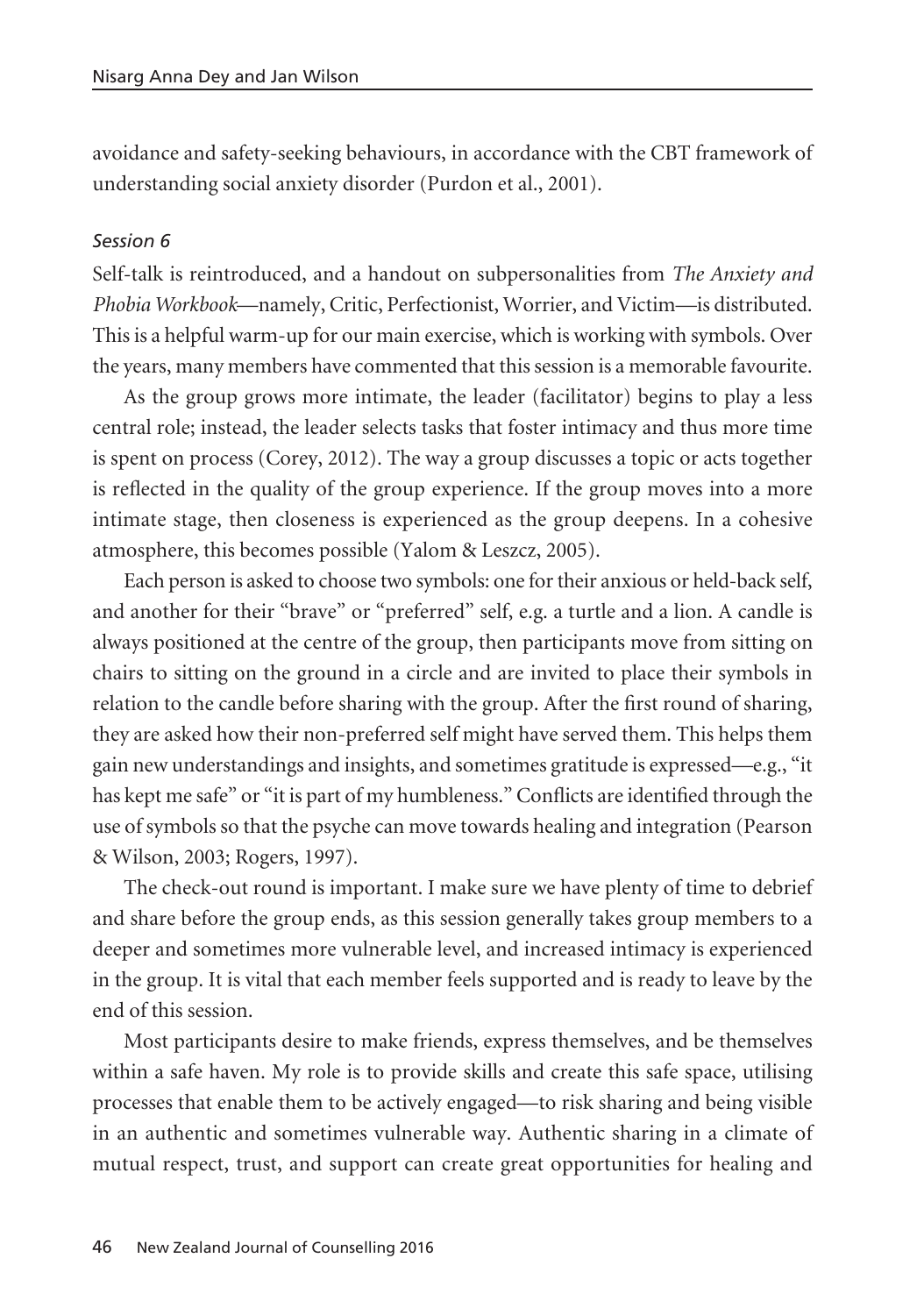avoidance and safety-seeking behaviours, in accordance with the CBT framework of understanding social anxiety disorder (Purdon et al., 2001).

### *Session 6*

Self-talk is reintroduced, and a handout on subpersonalities from *The Anxiety and Phobia Workbook*—namely, Critic, Perfectionist, Worrier, and Victim—is distributed. This is a helpful warm-up for our main exercise, which is working with symbols. Over the years, many members have commented that this session is a memorable favourite.

As the group grows more intimate, the leader (facilitator) begins to play a less central role; instead, the leader selects tasks that foster intimacy and thus more time is spent on process (Corey, 2012). The way a group discusses a topic or acts together is reflected in the quality of the group experience. If the group moves into a more intimate stage, then closeness is experienced as the group deepens. In a cohesive atmosphere, this becomes possible (Yalom & Leszcz, 2005).

Each person is asked to choose two symbols: one for their anxious or held-back self, and another for their "brave" or "preferred" self, e.g. a turtle and a lion. A candle is always positioned at the centre of the group, then participants move from sitting on chairs to sitting on the ground in a circle and are invited to place their symbols in relation to the candle before sharing with the group. After the first round of sharing, they are asked how their non-preferred self might have served them. This helps them gain new understandings and insights, and sometimes gratitude is expressed—e.g., "it has kept me safe" or "it is part of my humbleness." Conflicts are identified through the use of symbols so that the psyche can move towards healing and integration (Pearson & Wilson, 2003; Rogers, 1997).

The check-out round is important. I make sure we have plenty of time to debrief and share before the group ends, as this session generally takes group members to a deeper and sometimes more vulnerable level, and increased intimacy is experienced in the group. It is vital that each member feels supported and is ready to leave by the end of this session.

Most participants desire to make friends, express themselves, and be themselves within a safe haven. My role is to provide skills and create this safe space, utilising processes that enable them to be actively engaged—to risk sharing and being visible in an authentic and sometimes vulnerable way. Authentic sharing in a climate of mutual respect, trust, and support can create great opportunities for healing and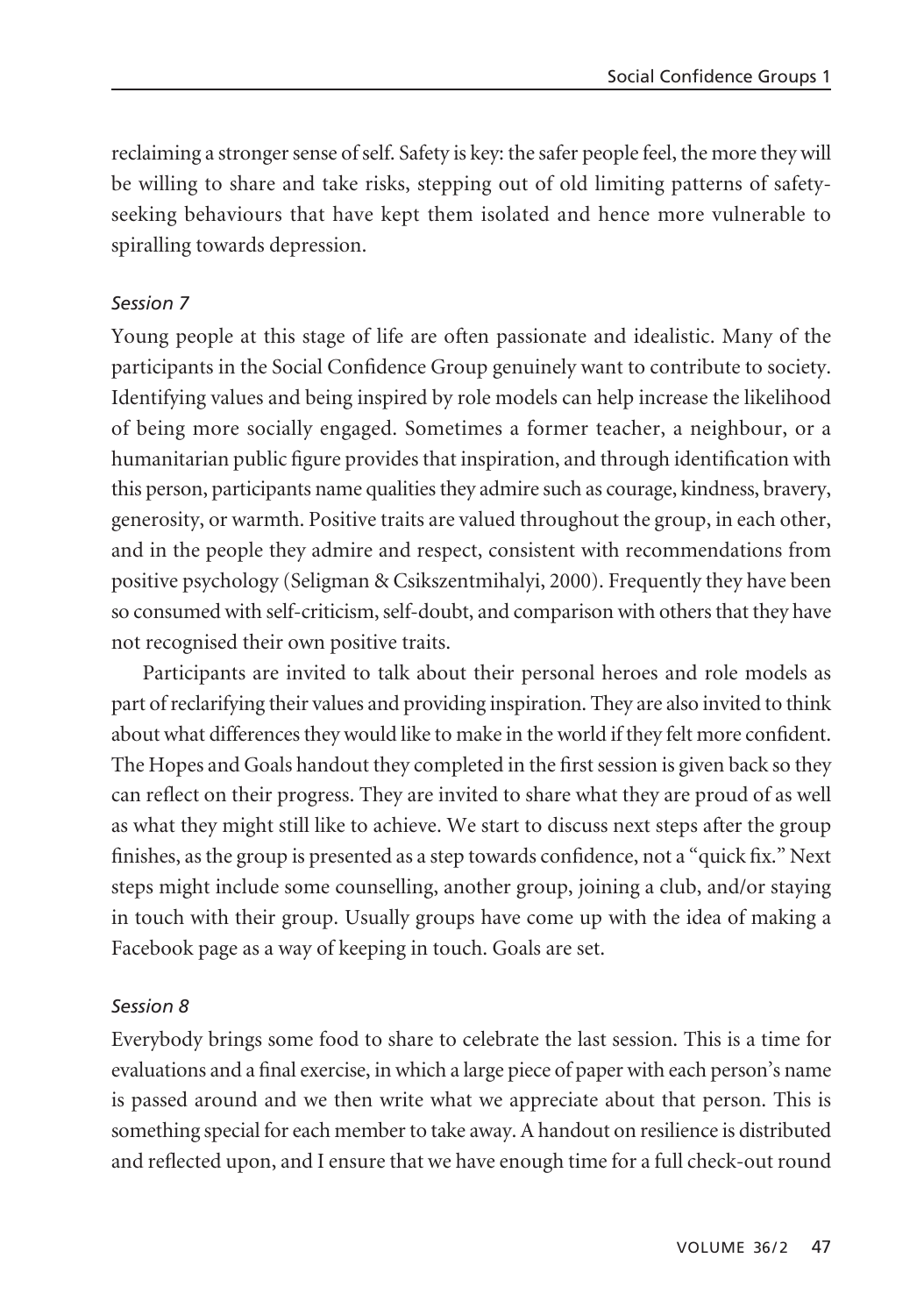reclaiming a stronger sense of self. Safety is key: the safer people feel, the more they will be willing to share and take risks, stepping out of old limiting patterns of safety-seeking behaviours that have kept them isolated and hence more vulnerable to spiralling towards depression.

*Session 7*

Young people at this stage of life are often passionate and idealistic. Many of the participants in the Social Confidence Group genuinely want to contribute to society. Identifying values and being inspired by role models can help increase the likelihood of being more socially engaged. Sometimes a former teacher, a neighbour, or a humanitarian public figure provides that inspiration, and through identification with this person, participants name qualities they admire such as courage, kindness, bravery, generosity, or warmth. Positive traits are valued throughout the group, in each other, and in the people they admire and respect, consistent with recommendations from positive psychology (Seligman & Csikszentmihalyi, 2000). Frequently they have been so consumed with self-criticism, self-doubt, and comparison with others that they have not recognised their own positive traits.

Participants are invited to talk about their personal heroes and role models as part of reclarifying their values and providing inspiration. They are also invited to think about what differences they would like to make in the world if they felt more confident. The Hopes and Goals handout they completed in the first session is given back so they can reflect on their progress. They are invited to share what they are proud of as well as what they might still like to achieve. We start to discuss next steps after the group finishes, as the group is presented as a step towards confidence, not a "quick fix." Next steps might include some counselling, another group, joining a club, and/or staying in touch with their group. Usually groups have come up with the idea of making a Facebook page as a way of keeping in touch. Goals are set.

*Session 8*

Everybody brings some food to share to celebrate the last session. This is a time for evaluations and a final exercise, in which a large piece of paper with each person's name is passed around and we then write what we appreciate about that person. This is something special for each member to take away. A handout on resilience is distributed and reflected upon, and I ensure that we have enough time for a full check-out round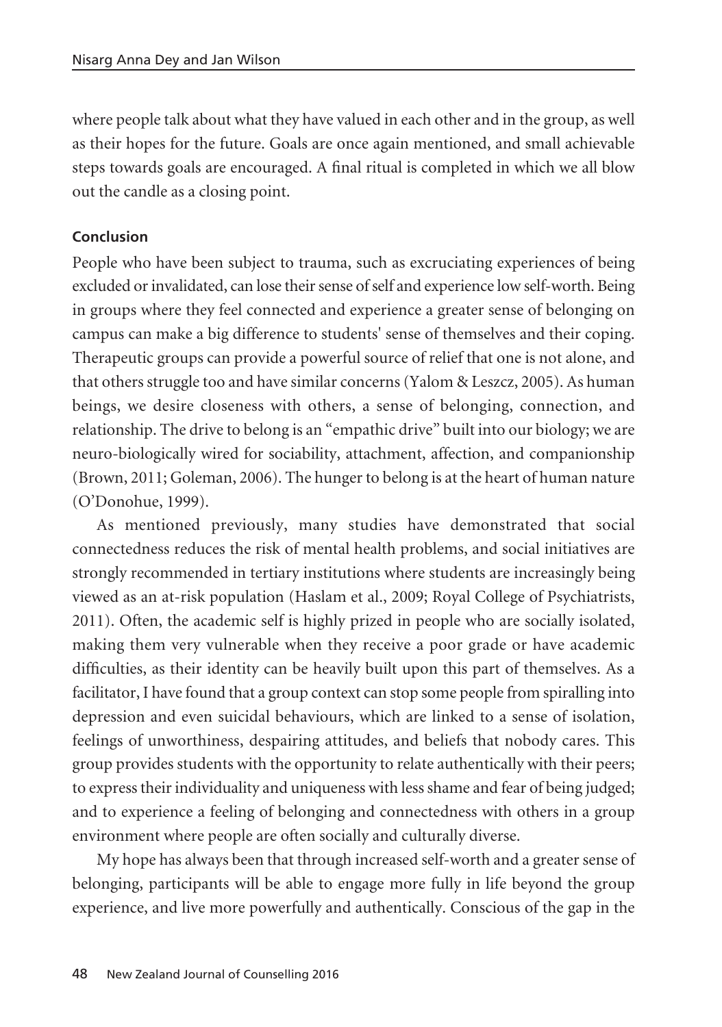where people talk about what they have valued in each other and in the group, as well as their hopes for the future. Goals are once again mentioned, and small achievable steps towards goals are encouraged. A final ritual is completed in which we all blow out the candle as a closing point.

### Conclusion

People who have been subject to trauma, such as excruciating experiences of being excluded or invalidated, can lose their sense of self and experience low self-worth. Being in groups where they feel connected and experience a greater sense of belonging on campus can make a big difference to students' sense of themselves and their coping. Therapeutic groups can provide a powerful source of relief that one is not alone, and that others struggle too and have similar concerns (Yalom & Leszcz, 2005). As human beings, we desire closeness with others, a sense of belonging, connection, and relationship. The drive to belong is an "empathic drive" built into our biology; we are neuro-biologically wired for sociability, attachment, affection, and companionship (Brown, 2011; Goleman, 2006). The hunger to belong is at the heart of human nature (O'Donohue, 1999).

As mentioned previously, many studies have demonstrated that social connectedness reduces the risk of mental health problems, and social initiatives are strongly recommended in tertiary institutions where students are increasingly being viewed as an at-risk population (Haslam et al., 2009; Royal College of Psychiatrists, 2011). Often, the academic self is highly prized in people who are socially isolated, making them very vulnerable when they receive a poor grade or have academic difficulties, as their identity can be heavily built upon this part of themselves. As a facilitator, I have found that a group context can stop some people from spiralling into depression and even suicidal behaviours, which are linked to a sense of isolation, feelings of unworthiness, despairing attitudes, and beliefs that nobody cares. This group provides students with the opportunity to relate authentically with their peers; to express their individuality and uniqueness with less shame and fear of being judged; and to experience a feeling of belonging and connectedness with others in a group environment where people are often socially and culturally diverse.

My hope has always been that through increased self-worth and a greater sense of belonging, participants will be able to engage more fully in life beyond the group experience, and live more powerfully and authentically. Conscious of the gap in the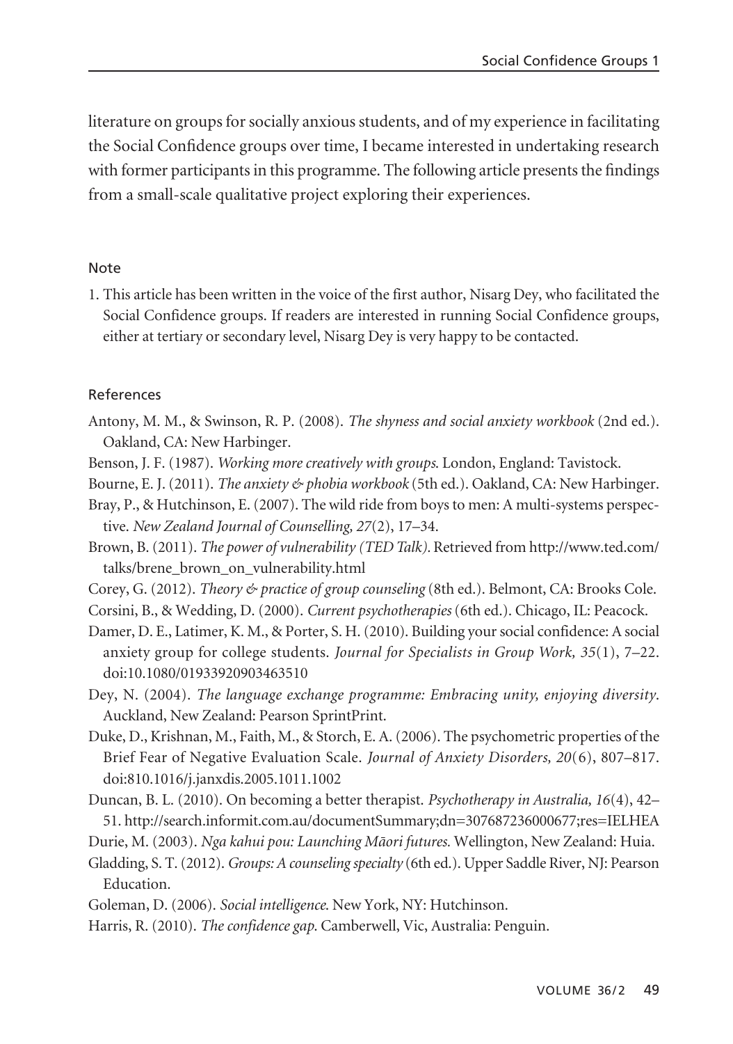literature on groups for socially anxious students, and of my experience in facilitating the Social Confidence groups over time, I became interested in undertaking research with former participants in this programme. The following article presents the findings from a small-scale qualitative project exploring their experiences.

### Note

1. This article has been written in the voice of the first author, Nisarg Dey, who facilitated the Social Confidence groups. If readers are interested in running Social Confidence groups, either at tertiary or secondary level, Nisarg Dey is very happy to be contacted.

### References

Antony, M. M., & Swinson, R. P. (2008). *The shyness and social anxiety workbook* (2nd ed.). Oakland, CA: New Harbinger.

Benson, J. F. (1987). *Working more creatively with groups.* London, England: Tavistock.

Bourne, E. J. (2011). *The anxiety & phobia workbook* (5th ed.). Oakland, CA: New Harbinger.

Bray, P., & Hutchinson, E. (2007). The wild ride from boys to men: A multi-systems perspective. *New Zealand Journal of Counselling, 27*(2), 17–34.

Brown, B. (2011). *The power of vulnerability (TED Talk).* Retrieved from http://www.ted.com/talks/brene_brown_on_vulnerability.html

Corey, G. (2012). *Theory & practice of group counseling* (8th ed.). Belmont, CA: Brooks Cole.

Corsini, B., & Wedding, D. (2000). *Current psychotherapies* (6th ed.). Chicago, IL: Peacock.

Damer, D. E., Latimer, K. M., & Porter, S. H. (2010). Building your social confidence: A social anxiety group for college students. *Journal for Specialists in Group Work, 35*(1), 7–22. doi:10.1080/01933920903463510

Dey, N. (2004). *The language exchange programme: Embracing unity, enjoying diversity*. Auckland, New Zealand: Pearson SprintPrint.

Duke, D., Krishnan, M., Faith, M., & Storch, E. A. (2006). The psychometric properties of the Brief Fear of Negative Evaluation Scale. *Journal of Anxiety Disorders, 20*(6), 807–817. doi:810.1016/j.janxdis.2005.1011.1002

Duncan, B. L. (2010). On becoming a better therapist. *Psychotherapy in Australia, 16*(4), 42–51. http://search.informit.com.au/documentSummary;dn=307687236000677;res=IELHEA

Durie, M. (2003). *Nga kahui pou: Launching Māori futures.* Wellington, New Zealand: Huia.

Gladding, S. T. (2012). *Groups: A counseling specialty* (6th ed.). Upper Saddle River, NJ: Pearson Education.

Goleman, D. (2006). *Social intelligence.* New York, NY: Hutchinson.

Harris, R. (2010). *The confidence gap.* Camberwell, Vic, Australia: Penguin.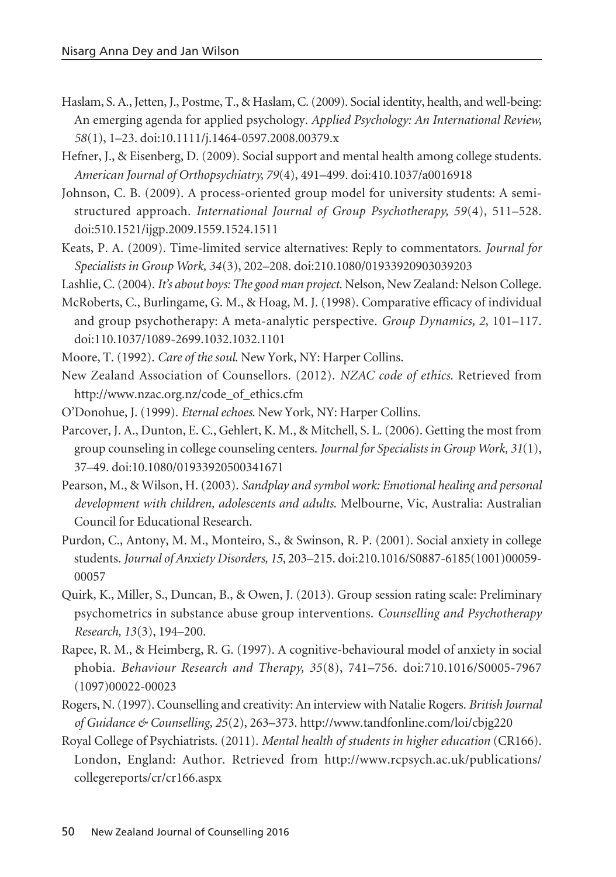Haslam, S. A., Jetten, J., Postme, T., & Haslam, C. (2009). Social identity, health, and well-being: An emerging agenda for applied psychology. *Applied Psychology: An International Review, 58*(1), 1–23. doi:10.1111/j.1464-0597.2008.00379.x

Hefner, J., & Eisenberg, D. (2009). Social support and mental health among college students. *American Journal of Orthopsychiatry, 79*(4), 491–499. doi:410.1037/a0016918

Johnson, C. B. (2009). A process-oriented group model for university students: A semi-structured approach. *International Journal of Group Psychotherapy, 59*(4), 511–528. doi:510.1521/ijgp.2009.1559.1524.1511

Keats, P. A. (2009). Time-limited service alternatives: Reply to commentators. *Journal for Specialists in Group Work, 34*(3), 202–208. doi:210.1080/01933920903039203

Lashlie, C. (2004). *It's about boys: The good man project.* Nelson, New Zealand: Nelson College.

McRoberts, C., Burlingame, G. M., & Hoag, M. J. (1998). Comparative efficacy of individual and group psychotherapy: A meta-analytic perspective. *Group Dynamics, 2*, 101–117. doi:110.1037/1089-2699.1032.1032.1101

Moore, T. (1992). *Care of the soul.* New York, NY: Harper Collins.

New Zealand Association of Counsellors. (2012). *NZAC code of ethics.* Retrieved from http://www.nzac.org.nz/code_of_ethics.cfm

O'Donohue, J. (1999). *Eternal echoes.* New York, NY: Harper Collins.

Parcover, J. A., Dunton, E. C., Gehlert, K. M., & Mitchell, S. L. (2006). Getting the most from group counseling in college counseling centers. *Journal for Specialists in Group Work, 31*(1), 37–49. doi:10.1080/01933920500341671

Pearson, M., & Wilson, H. (2003). *Sandplay and symbol work: Emotional healing and personal development with children, adolescents and adults.* Melbourne, Vic, Australia: Australian Council for Educational Research.

Purdon, C., Antony, M. M., Monteiro, S., & Swinson, R. P. (2001). Social anxiety in college students. *Journal of Anxiety Disorders, 15*, 203–215. doi:210.1016/S0887-6185(1001)00059-00057

Quirk, K., Miller, S., Duncan, B., & Owen, J. (2013). Group session rating scale: Preliminary psychometrics in substance abuse group interventions. *Counselling and Psychotherapy Research, 13*(3), 194–200.

Rapee, R. M., & Heimberg, R. G. (1997). A cognitive-behavioural model of anxiety in social phobia. *Behaviour Research and Therapy, 35*(8), 741–756. doi:710.1016/S0005-7967(1097)00022-00023

Rogers, N. (1997). Counselling and creativity: An interview with Natalie Rogers. *British Journal of Guidance & Counselling, 25*(2), 263–373. http://www.tandfonline.com/loi/cbjg220

Royal College of Psychiatrists. (2011). *Mental health of students in higher education* (CR166). London, England: Author. Retrieved from http://www.rcpsych.ac.uk/publications/collegereports/cr/cr166.aspx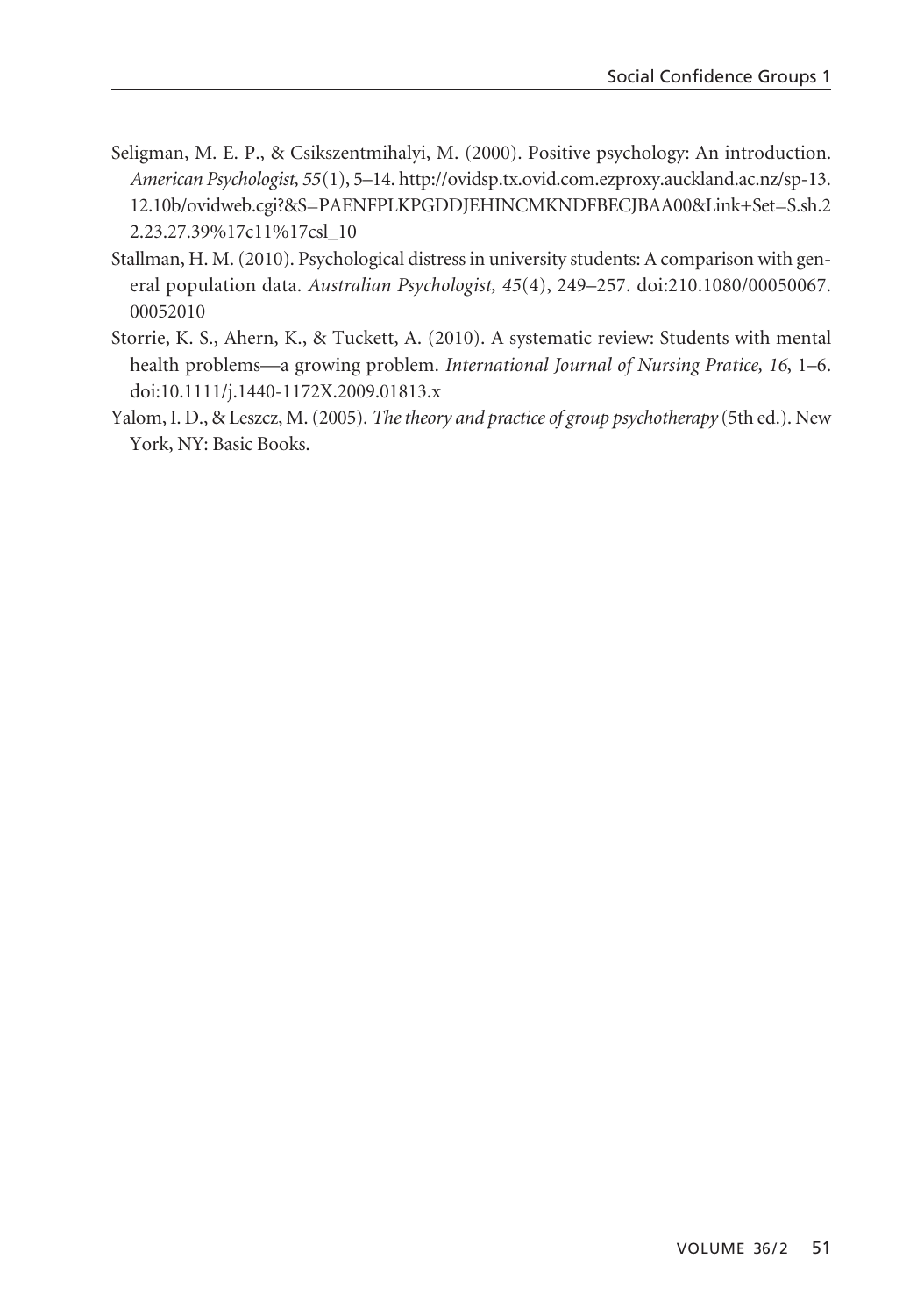Seligman, M. E. P., & Csikszentmihalyi, M. (2000). Positive psychology: An introduction. *American Psychologist, 55*(1), 5–14. http://ovidsp.tx.ovid.com.ezproxy.auckland.ac.nz/sp-13.12.10b/ovidweb.cgi?&S=PAENFPLKPGDDJEHINCMKNDFBECJBAA00&Link+Set=S.sh.22.23.27.39%17c11%17csl_10

Stallman, H. M. (2010). Psychological distress in university students: A comparison with general population data. *Australian Psychologist, 45*(4), 249–257. doi:210.1080/00050067.00052010

Storrie, K. S., Ahern, K., & Tuckett, A. (2010). A systematic review: Students with mental health problems—a growing problem. *International Journal of Nursing Pratice, 16*, 1–6. doi:10.1111/j.1440-1172X.2009.01813.x

Yalom, I. D., & Leszcz, M. (2005). *The theory and practice of group psychotherapy* (5th ed.). New York, NY: Basic Books.